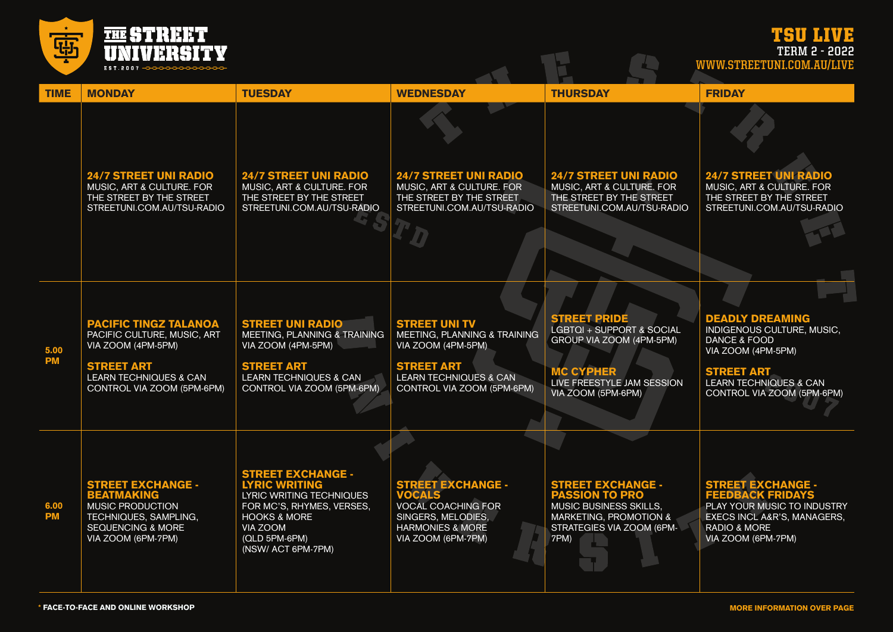# THE STREET UNIVERSITY

EST. 2007

## TSU LIVE

TERM 2 - 2022

WWW.STREETUNI.COM.AU/LIVE

| TIME | MONDAY | TUESDAY | WEDNESDAY | THURSDAY | FRIDAY |
|---|---|---|---|---|---|
| | **24/7 STREET UNI RADIO** MUSIC, ART & CULTURE. FOR THE STREET BY THE STREET STREETUNI.COM.AU/TSU-RADIO | **24/7 STREET UNI RADIO** MUSIC, ART & CULTURE. FOR THE STREET BY THE STREET STREETUNI.COM.AU/TSU-RADIO | **24/7 STREET UNI RADIO** MUSIC, ART & CULTURE. FOR THE STREET BY THE STREET STREETUNI.COM.AU/TSU-RADIO | **24/7 STREET UNI RADIO** MUSIC, ART & CULTURE. FOR THE STREET BY THE STREET STREETUNI.COM.AU/TSU-RADIO | **24/7 STREET UNI RADIO** MUSIC, ART & CULTURE. FOR THE STREET BY THE STREET STREETUNI.COM.AU/TSU-RADIO |
| **5.00 PM** | **PACIFIC TINGZ TALANOA** PACIFIC CULTURE, MUSIC, ART VIA ZOOM (4PM-5PM)<br><br>**STREET ART** LEARN TECHNIQUES & CAN CONTROL VIA ZOOM (5PM-6PM) | **STREET UNI RADIO** MEETING, PLANNING & TRAINING VIA ZOOM (4PM-5PM)<br><br>**STREET ART** LEARN TECHNIQUES & CAN CONTROL VIA ZOOM (5PM-6PM) | **STREET UNI TV** MEETING, PLANNING & TRAINING VIA ZOOM (4PM-5PM)<br><br>**STREET ART** LEARN TECHNIQUES & CAN CONTROL VIA ZOOM (5PM-6PM) | **STREET PRIDE** LGBTQI + SUPPORT & SOCIAL GROUP VIA ZOOM (4PM-5PM)<br><br>**MC CYPHER** LIVE FREESTYLE JAM SESSION VIA ZOOM (5PM-6PM) | **DEADLY DREAMING** INDIGENOUS CULTURE, MUSIC, DANCE & FOOD VIA ZOOM (4PM-5PM)<br><br>**STREET ART** LEARN TECHNIQUES & CAN CONTROL VIA ZOOM (5PM-6PM) |
| **6.00 PM** | **STREET EXCHANGE - BEATMAKING** MUSIC PRODUCTION TECHNIQUES, SAMPLING, SEQUENCING & MORE VIA ZOOM (6PM-7PM) | **STREET EXCHANGE - LYRIC WRITING** LYRIC WRITING TECHNIQUES FOR MC'S, RHYMES, VERSES, HOOKS & MORE VIA ZOOM (QLD 5PM-6PM) (NSW/ ACT 6PM-7PM) | **STREET EXCHANGE - VOCALS** VOCAL COACHING FOR SINGERS, MELODIES, HARMONIES & MORE VIA ZOOM (6PM-7PM) | **STREET EXCHANGE - PASSION TO PRO** MUSIC BUSINESS SKILLS, MARKETING, PROMOTION & STRATEGIES VIA ZOOM (6PM-7PM) | **STREET EXCHANGE - FEEDBACK FRIDAYS** PLAY YOUR MUSIC TO INDUSTRY EXECS INCL A&R'S, MANAGERS, RADIO & MORE VIA ZOOM (6PM-7PM) |

**\* FACE-TO-FACE AND ONLINE WORKSHOP**

**MORE INFORMATION OVER PAGE**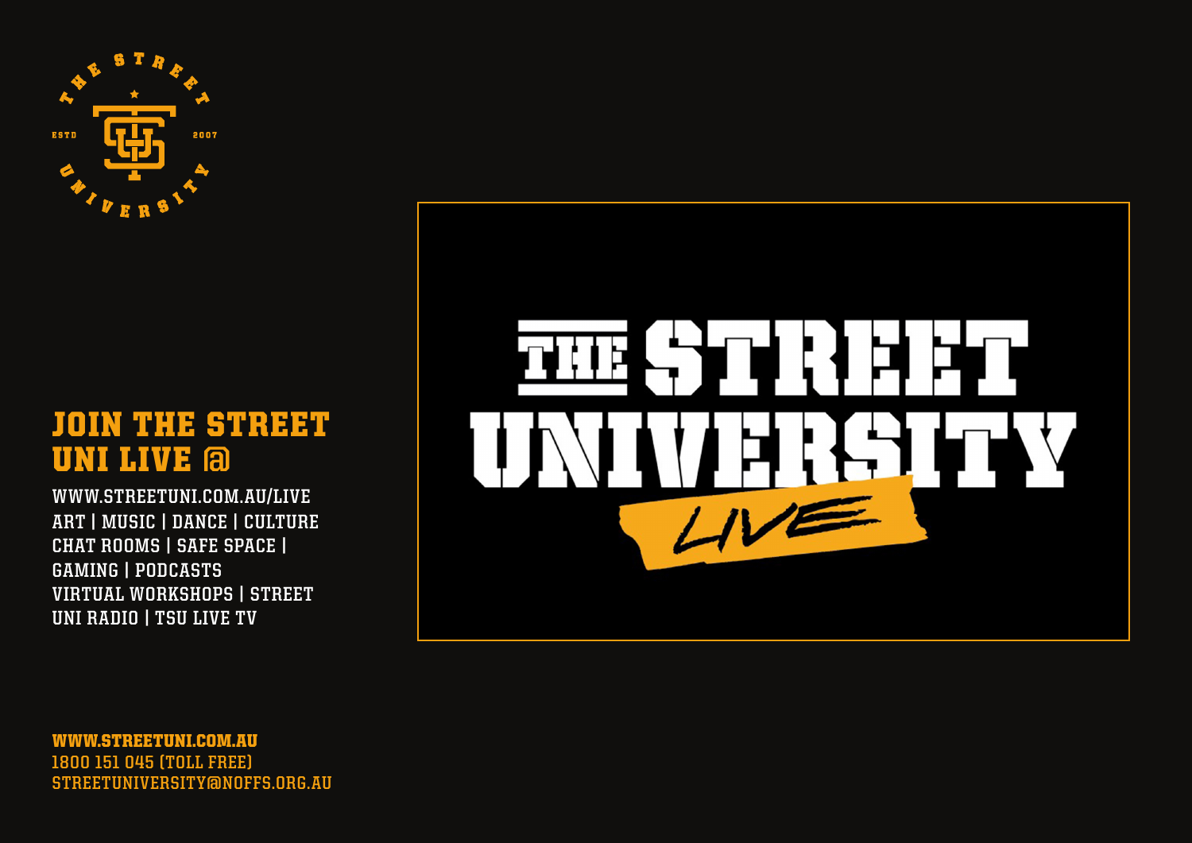THE STREET UNIVERSITY

ESTD 2007

## JOIN THE STREET UNI LIVE @

WWW.STREETUNI.COM.AU/LIVE
ART | MUSIC | DANCE | CULTURE
CHAT ROOMS | SAFE SPACE |
GAMING | PODCASTS
VIRTUAL WORKSHOPS | STREET
UNI RADIO | TSU LIVE TV

THE STREET UNIVERSITY LIVE

**WWW.STREETUNI.COM.AU**
1800 151 045 (TOLL FREE)
STREETUNIVERSITY@NOFFS.ORG.AU